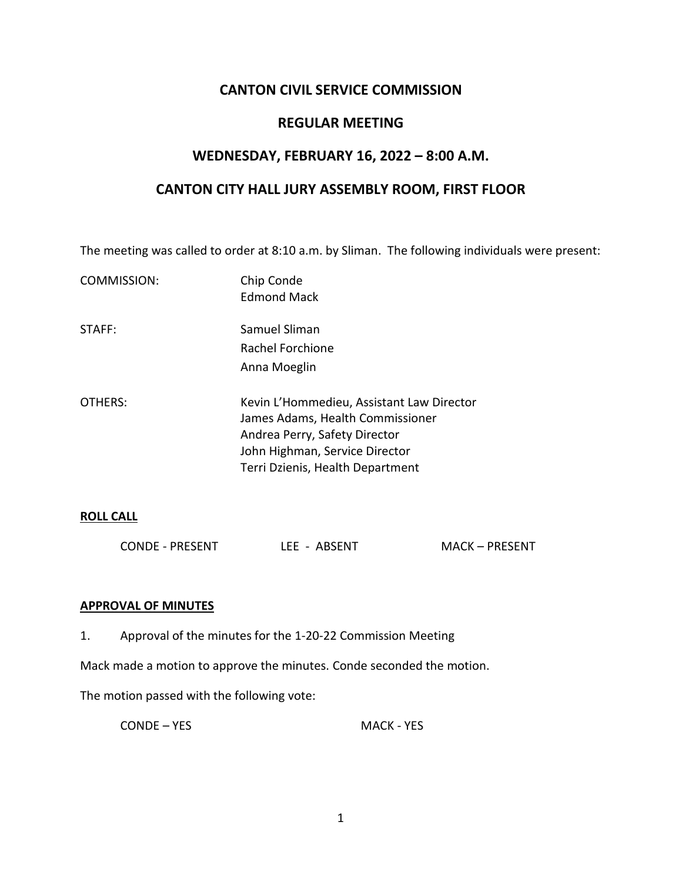# CANTON CIVIL SERVICE COMMISSION

## REGULAR MEETING

## WEDNESDAY, FEBRUARY 16, 2022 – 8:00 A.M.

## CANTON CITY HALL JURY ASSEMBLY ROOM, FIRST FLOOR

The meeting was called to order at 8:10 a.m. by Sliman. The following individuals were present:

| | |
|---|---|
| COMMISSION: | Chip Conde<br>Edmond Mack |
| STAFF: | Samuel Sliman<br>Rachel Forchione<br>Anna Moeglin |
| OTHERS: | Kevin L'Hommedieu, Assistant Law Director<br>James Adams, Health Commissioner<br>Andrea Perry, Safety Director<br>John Highman, Service Director<br>Terri Dzienis, Health Department |

**ROLL CALL**

CONDE - PRESENT LEE - ABSENT MACK – PRESENT

**APPROVAL OF MINUTES**

1. Approval of the minutes for the 1-20-22 Commission Meeting

Mack made a motion to approve the minutes. Conde seconded the motion.

The motion passed with the following vote:

CONDE – YES MACK - YES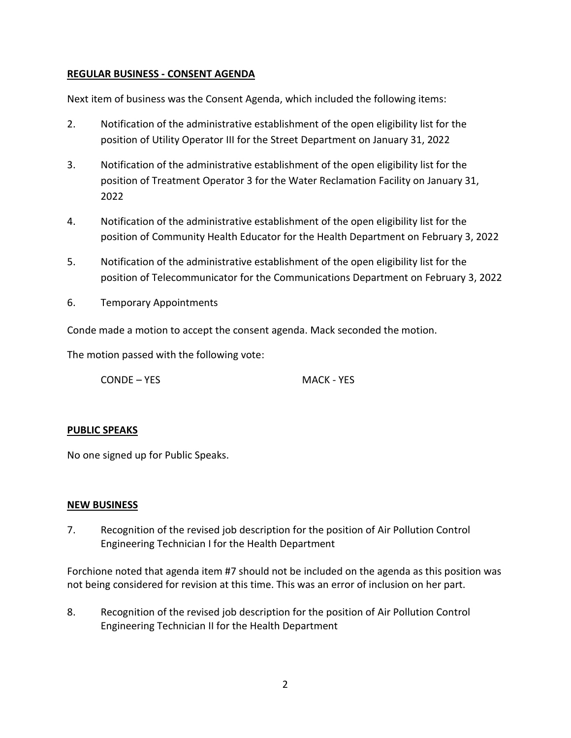## REGULAR BUSINESS - CONSENT AGENDA

Next item of business was the Consent Agenda, which included the following items:

2. Notification of the administrative establishment of the open eligibility list for the position of Utility Operator III for the Street Department on January 31, 2022

3. Notification of the administrative establishment of the open eligibility list for the position of Treatment Operator 3 for the Water Reclamation Facility on January 31, 2022

4. Notification of the administrative establishment of the open eligibility list for the position of Community Health Educator for the Health Department on February 3, 2022

5. Notification of the administrative establishment of the open eligibility list for the position of Telecommunicator for the Communications Department on February 3, 2022

6. Temporary Appointments

Conde made a motion to accept the consent agenda. Mack seconded the motion.

The motion passed with the following vote:

CONDE – YES MACK - YES

## PUBLIC SPEAKS

No one signed up for Public Speaks.

## NEW BUSINESS

7. Recognition of the revised job description for the position of Air Pollution Control Engineering Technician I for the Health Department

Forchione noted that agenda item #7 should not be included on the agenda as this position was not being considered for revision at this time. This was an error of inclusion on her part.

8. Recognition of the revised job description for the position of Air Pollution Control Engineering Technician II for the Health Department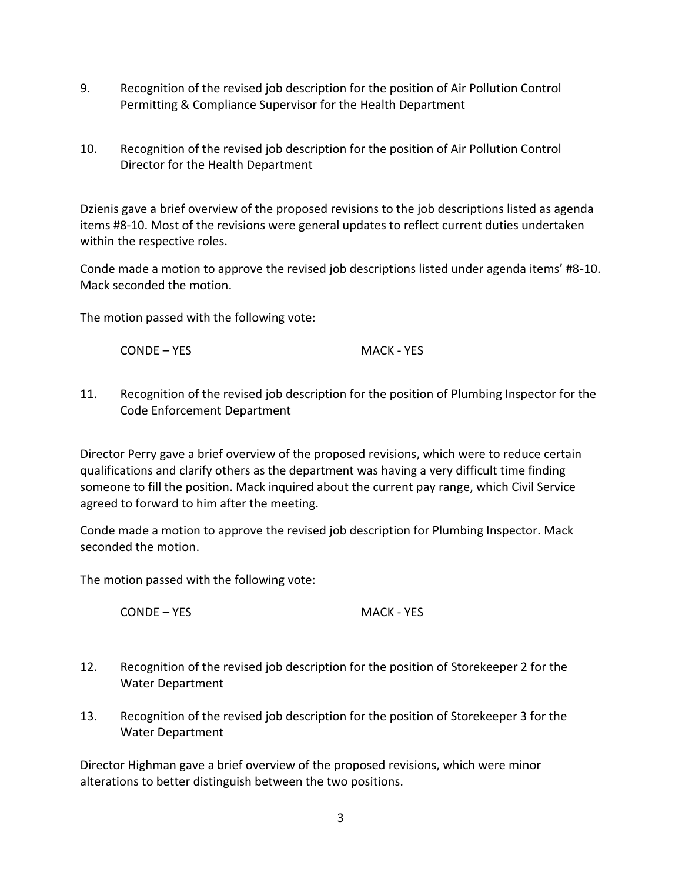9. Recognition of the revised job description for the position of Air Pollution Control Permitting & Compliance Supervisor for the Health Department

10. Recognition of the revised job description for the position of Air Pollution Control Director for the Health Department

Dzienis gave a brief overview of the proposed revisions to the job descriptions listed as agenda items #8-10. Most of the revisions were general updates to reflect current duties undertaken within the respective roles.

Conde made a motion to approve the revised job descriptions listed under agenda items' #8-10. Mack seconded the motion.

The motion passed with the following vote:

CONDE – YES MACK - YES

11. Recognition of the revised job description for the position of Plumbing Inspector for the Code Enforcement Department

Director Perry gave a brief overview of the proposed revisions, which were to reduce certain qualifications and clarify others as the department was having a very difficult time finding someone to fill the position. Mack inquired about the current pay range, which Civil Service agreed to forward to him after the meeting.

Conde made a motion to approve the revised job description for Plumbing Inspector. Mack seconded the motion.

The motion passed with the following vote:

CONDE – YES MACK - YES

12. Recognition of the revised job description for the position of Storekeeper 2 for the Water Department

13. Recognition of the revised job description for the position of Storekeeper 3 for the Water Department

Director Highman gave a brief overview of the proposed revisions, which were minor alterations to better distinguish between the two positions.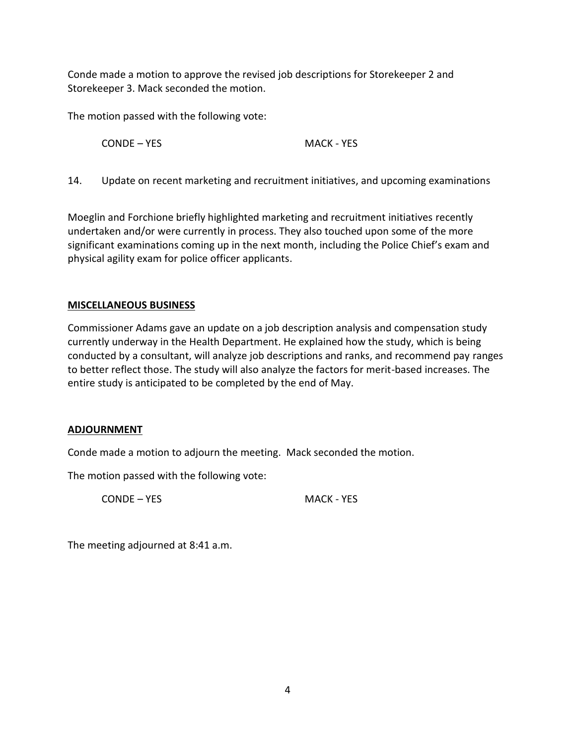Conde made a motion to approve the revised job descriptions for Storekeeper 2 and Storekeeper 3. Mack seconded the motion.

The motion passed with the following vote:

CONDE – YES MACK - YES

14. Update on recent marketing and recruitment initiatives, and upcoming examinations

Moeglin and Forchione briefly highlighted marketing and recruitment initiatives recently undertaken and/or were currently in process. They also touched upon some of the more significant examinations coming up in the next month, including the Police Chief's exam and physical agility exam for police officer applicants.

**MISCELLANEOUS BUSINESS**

Commissioner Adams gave an update on a job description analysis and compensation study currently underway in the Health Department. He explained how the study, which is being conducted by a consultant, will analyze job descriptions and ranks, and recommend pay ranges to better reflect those. The study will also analyze the factors for merit-based increases. The entire study is anticipated to be completed by the end of May.

**ADJOURNMENT**

Conde made a motion to adjourn the meeting. Mack seconded the motion.

The motion passed with the following vote:

CONDE – YES MACK - YES

The meeting adjourned at 8:41 a.m.